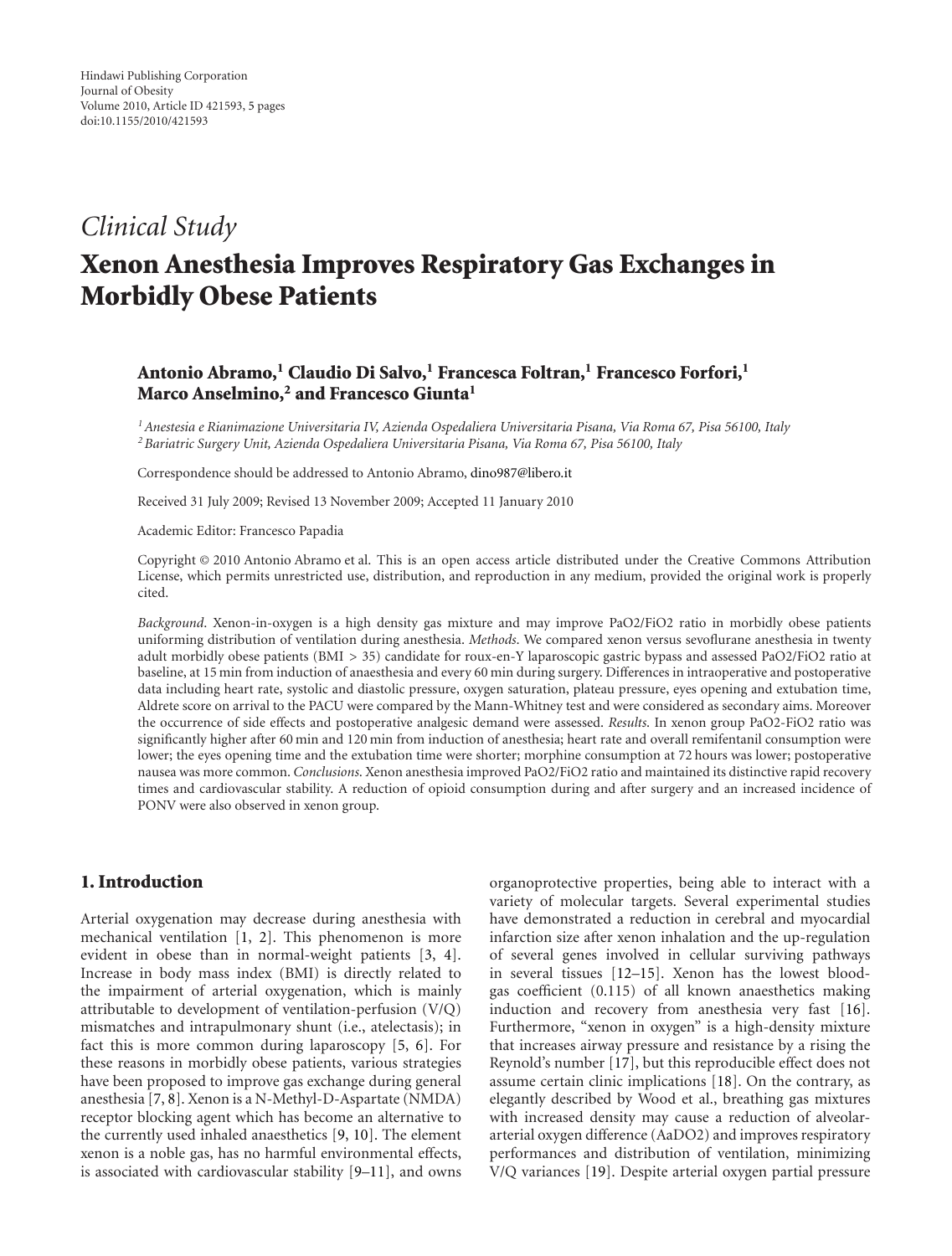*Clinical Study*

# Xenon Anesthesia Improves Respiratory Gas Exchanges in Morbidly Obese Patients

**Antonio Abramo,[1] Claudio Di Salvo,[1] Francesca Foltran,[1] Francesco Forfori,[1] Marco Anselmino,[2] and Francesco Giunta[1]**

[1] *Anestesia e Rianimazione Universitaria IV, Azienda Ospedaliera Universitaria Pisana, Via Roma 67, Pisa 56100, Italy*
[2] *Bariatric Surgery Unit, Azienda Ospedaliera Universitaria Pisana, Via Roma 67, Pisa 56100, Italy*

Correspondence should be addressed to Antonio Abramo, dino987@libero.it

Received 31 July 2009; Revised 13 November 2009; Accepted 11 January 2010

Academic Editor: Francesco Papadia

Copyright © 2010 Antonio Abramo et al. This is an open access article distributed under the Creative Commons Attribution License, which permits unrestricted use, distribution, and reproduction in any medium, provided the original work is properly cited.

*Background*. Xenon-in-oxygen is a high density gas mixture and may improve PaO2/FiO2 ratio in morbidly obese patients uniforming distribution of ventilation during anesthesia. *Methods*. We compared xenon versus sevoflurane anesthesia in twenty adult morbidly obese patients (BMI > 35) candidate for roux-en-Y laparoscopic gastric bypass and assessed PaO2/FiO2 ratio at baseline, at 15 min from induction of anaesthesia and every 60 min during surgery. Differences in intraoperative and postoperative data including heart rate, systolic and diastolic pressure, oxygen saturation, plateau pressure, eyes opening and extubation time, Aldrete score on arrival to the PACU were compared by the Mann-Whitney test and were considered as secondary aims. Moreover the occurrence of side effects and postoperative analgesic demand were assessed. *Results*. In xenon group PaO2-FiO2 ratio was significantly higher after 60 min and 120 min from induction of anesthesia; heart rate and overall remifentanil consumption were lower; the eyes opening time and the extubation time were shorter; morphine consumption at 72 hours was lower; postoperative nausea was more common. *Conclusions*. Xenon anesthesia improved PaO2/FiO2 ratio and maintained its distinctive rapid recovery times and cardiovascular stability. A reduction of opioid consumption during and after surgery and an increased incidence of PONV were also observed in xenon group.

## 1. Introduction

Arterial oxygenation may decrease during anesthesia with mechanical ventilation [1, 2]. This phenomenon is more evident in obese than in normal-weight patients [3, 4]. Increase in body mass index (BMI) is directly related to the impairment of arterial oxygenation, which is mainly attributable to development of ventilation-perfusion (V/Q) mismatches and intrapulmonary shunt (i.e., atelectasis); in fact this is more common during laparoscopy [5, 6]. For these reasons in morbidly obese patients, various strategies have been proposed to improve gas exchange during general anesthesia [7, 8]. Xenon is a N-Methyl-D-Aspartate (NMDA) receptor blocking agent which has become an alternative to the currently used inhaled anaesthetics [9, 10]. The element xenon is a noble gas, has no harmful environmental effects, is associated with cardiovascular stability [9–11], and owns organoprotective properties, being able to interact with a variety of molecular targets. Several experimental studies have demonstrated a reduction in cerebral and myocardial infarction size after xenon inhalation and the up-regulation of several genes involved in cellular surviving pathways in several tissues [12–15]. Xenon has the lowest blood-gas coefficient (0.115) of all known anaesthetics making induction and recovery from anesthesia very fast [16]. Furthermore, "xenon in oxygen" is a high-density mixture that increases airway pressure and resistance by a rising the Reynold's number [17], but this reproducible effect does not assume certain clinic implications [18]. On the contrary, as elegantly described by Wood et al., breathing gas mixtures with increased density may cause a reduction of alveolar-arterial oxygen difference (AaDO2) and improves respiratory performances and distribution of ventilation, minimizing V/Q variances [19]. Despite arterial oxygen partial pressure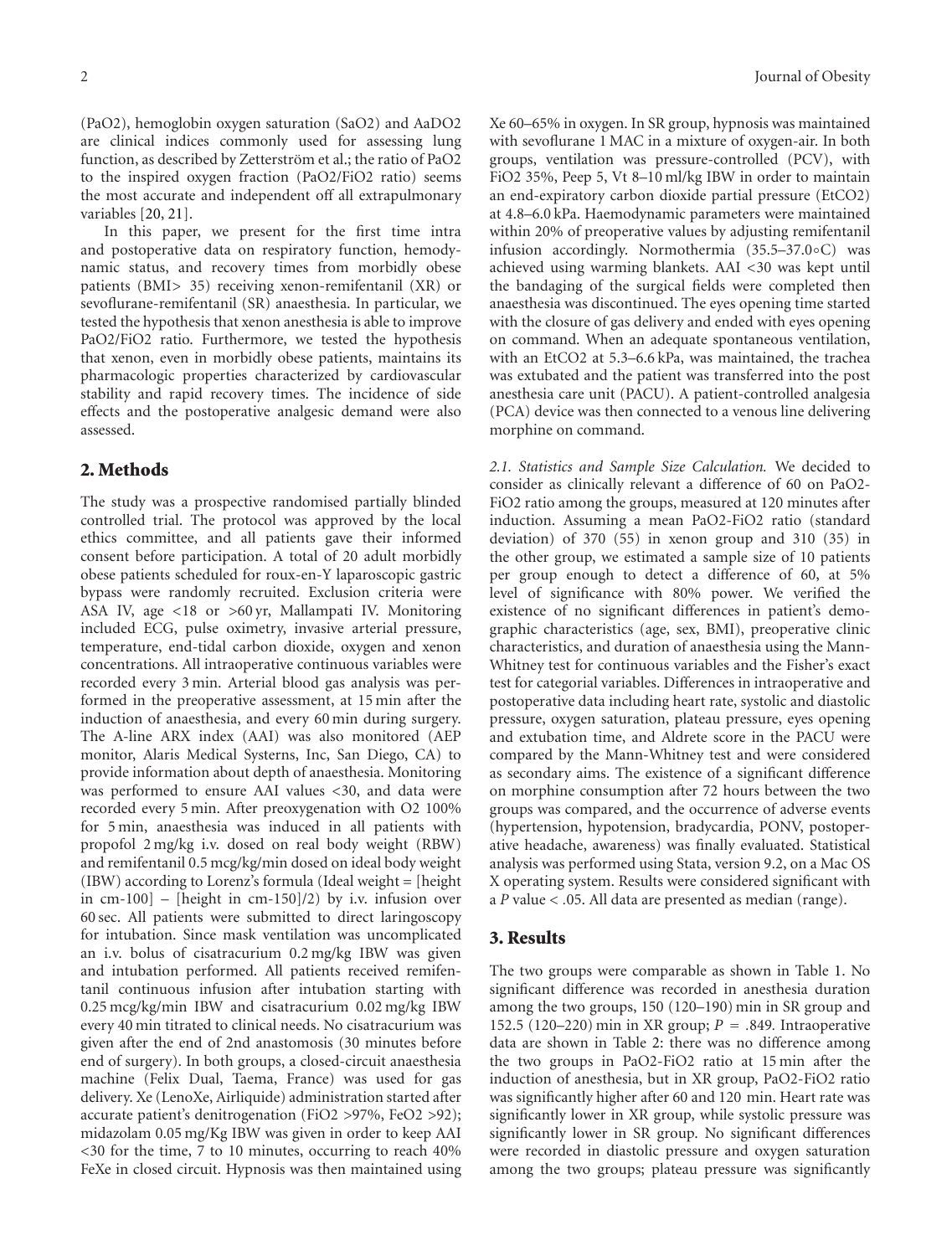($PaO_2$), hemoglobin oxygen saturation ($SaO_2$) and $AaDO_2$ are clinical indices commonly used for assessing lung function, as described by Zetterström et al.; the ratio of $PaO_2$ to the inspired oxygen fraction ($PaO_2/FiO_2$ ratio) seems the most accurate and independent off all extrapulmonary variables [20, 21].

In this paper, we present for the first time intra and postoperative data on respiratory function, hemodynamic status, and recovery times from morbidly obese patients (BMI> 35) receiving xenon-remifentanil (XR) or sevoflurane-remifentanil (SR) anaesthesia. In particular, we tested the hypothesis that xenon anesthesia is able to improve $PaO_2/FiO_2$ ratio. Furthermore, we tested the hypothesis that xenon, even in morbidly obese patients, maintains its pharmacologic properties characterized by cardiovascular stability and rapid recovery times. The incidence of side effects and the postoperative analgesic demand were also assessed.

## 2. Methods

The study was a prospective randomised partially blinded controlled trial. The protocol was approved by the local ethics committee, and all patients gave their informed consent before participation. A total of 20 adult morbidly obese patients scheduled for roux-en-Y laparoscopic gastric bypass were randomly recruited. Exclusion criteria were ASA IV, age <18 or >60 yr, Mallampati IV. Monitoring included ECG, pulse oximetry, invasive arterial pressure, temperature, end-tidal carbon dioxide, oxygen and xenon concentrations. All intraoperative continuous variables were recorded every 3 min. Arterial blood gas analysis was performed in the preoperative assessment, at 15 min after the induction of anaesthesia, and every 60 min during surgery. The A-line ARX index (AAI) was also monitored (AEP monitor, Alaris Medical Systerns, Inc, San Diego, CA) to provide information about depth of anaesthesia. Monitoring was performed to ensure AAI values <30, and data were recorded every 5 min. After preoxygenation with $O_2$ 100% for 5 min, anaesthesia was induced in all patients with propofol 2 mg/kg i.v. dosed on real body weight (RBW) and remifentanil 0.5 mcg/kg/min dosed on ideal body weight (IBW) according to Lorenz's formula (Ideal weight = [height in cm-100] – [height in cm-150]/2) by i.v. infusion over 60 sec. All patients were submitted to direct laringoscopy for intubation. Since mask ventilation was uncomplicated an i.v. bolus of cisatracurium 0.2 mg/kg IBW was given and intubation performed. All patients received remifentanil continuous infusion after intubation starting with 0.25 mcg/kg/min IBW and cisatracurium 0.02 mg/kg IBW every 40 min titrated to clinical needs. No cisatracurium was given after the end of 2nd anastomosis (30 minutes before end of surgery). In both groups, a closed-circuit anaesthesia machine (Felix Dual, Taema, France) was used for gas delivery. Xe (LenoXe, Airliquide) administration started after accurate patient's denitrogenation ($FiO_2$ >97%, $FeO_2$ >92); midazolam 0.05 mg/Kg IBW was given in order to keep AAI <30 for the time, 7 to 10 minutes, occurring to reach 40% FeXe in closed circuit. Hypnosis was then maintained using Xe 60–65% in oxygen. In SR group, hypnosis was maintained with sevoflurane 1 MAC in a mixture of oxygen-air. In both groups, ventilation was pressure-controlled (PCV), with $FiO_2$ 35%, Peep 5, Vt 8–10 ml/kg IBW in order to maintain an end-expiratory carbon dioxide partial pressure ($EtCO_2$) at 4.8–6.0 kPa. Haemodynamic parameters were maintained within 20% of preoperative values by adjusting remifentanil infusion accordingly. Normothermia (35.5–37.0°C) was achieved using warming blankets. AAI <30 was kept until the bandaging of the surgical fields were completed then anaesthesia was discontinued. The eyes opening time started with the closure of gas delivery and ended with eyes opening on command. When an adequate spontaneous ventilation, with an $EtCO_2$ at 5.3–6.6 kPa, was maintained, the trachea was extubated and the patient was transferred into the post anesthesia care unit (PACU). A patient-controlled analgesia (PCA) device was then connected to a venous line delivering morphine on command.

*2.1. Statistics and Sample Size Calculation.* We decided to consider as clinically relevant a difference of 60 on $PaO_2$-$FiO_2$ ratio among the groups, measured at 120 minutes after induction. Assuming a mean $PaO_2$-$FiO_2$ ratio (standard deviation) of 370 (55) in xenon group and 310 (35) in the other group, we estimated a sample size of 10 patients per group enough to detect a difference of 60, at 5% level of significance with 80% power. We verified the existence of no significant differences in patient's demographic characteristics (age, sex, BMI), preoperative clinic characteristics, and duration of anaesthesia using the Mann-Whitney test for continuous variables and the Fisher's exact test for categorial variables. Differences in intraoperative and postoperative data including heart rate, systolic and diastolic pressure, oxygen saturation, plateau pressure, eyes opening and extubation time, and Aldrete score in the PACU were compared by the Mann-Whitney test and were considered as secondary aims. The existence of a significant difference on morphine consumption after 72 hours between the two groups was compared, and the occurrence of adverse events (hypertension, hypotension, bradycardia, PONV, postoperative headache, awareness) was finally evaluated. Statistical analysis was performed using Stata, version 9.2, on a Mac OS X operating system. Results were considered significant with a $P$ value $< .05$. All data are presented as median (range).

## 3. Results

The two groups were comparable as shown in Table 1. No significant difference was recorded in anesthesia duration among the two groups, 150 (120–190) min in SR group and 152.5 (120–220) min in XR group; $P = .849$. Intraoperative data are shown in Table 2: there was no difference among the two groups in $PaO_2$-$FiO_2$ ratio at 15 min after the induction of anesthesia, but in XR group, $PaO_2$-$FiO_2$ ratio was significantly higher after 60 and 120 min. Heart rate was significantly lower in XR group, while systolic pressure was significantly lower in SR group. No significant differences were recorded in diastolic pressure and oxygen saturation among the two groups; plateau pressure was significantly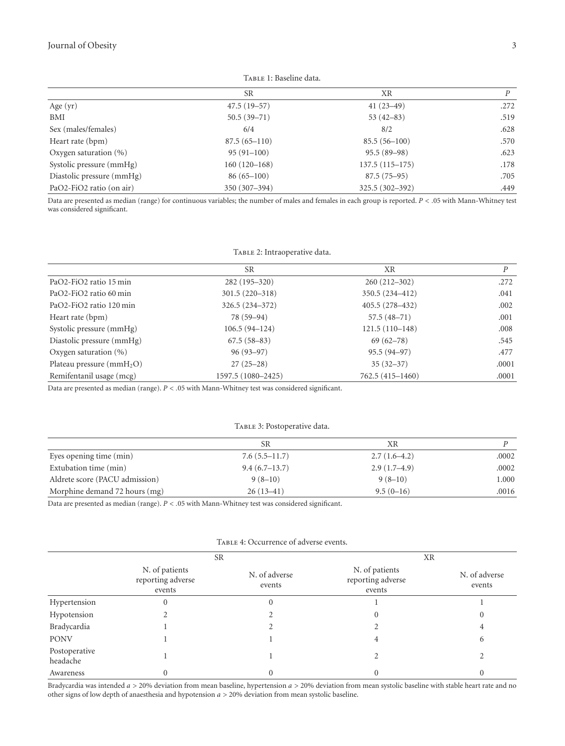Table 1: Baseline data.

| | SR | XR | P |
|---|---|---|---|
| Age (yr) | 47.5 (19–57) | 41 (23–49) | .272 |
| BMI | 50.5 (39–71) | 53 (42–83) | .519 |
| Sex (males/females) | 6/4 | 8/2 | .628 |
| Heart rate (bpm) | 87.5 (65–110) | 85.5 (56–100) | .570 |
| Oxygen saturation (%) | 95 (91–100) | 95.5 (89–98) | .623 |
| Systolic pressure (mmHg) | 160 (120–168) | 137.5 (115–175) | .178 |
| Diastolic pressure (mmHg) | 86 (65–100) | 87.5 (75–95) | .705 |
| PaO2-FiO2 ratio (on air) | 350 (307–394) | 325.5 (302–392) | .449 |

Data are presented as median (range) for continuous variables; the number of males and females in each group is reported. $P < .05$ with Mann-Whitney test was considered significant.

Table 2: Intraoperative data.

| | SR | XR | P |
|---|---|---|---|
| PaO2-FiO2 ratio 15 min | 282 (195–320) | 260 (212–302) | .272 |
| PaO2-FiO2 ratio 60 min | 301.5 (220–318) | 350.5 (234–412) | .041 |
| PaO2-FiO2 ratio 120 min | 326.5 (234–372) | 405.5 (278–432) | .002 |
| Heart rate (bpm) | 78 (59–94) | 57.5 (48–71) | .001 |
| Systolic pressure (mmHg) | 106.5 (94–124) | 121.5 (110–148) | .008 |
| Diastolic pressure (mmHg) | 67.5 (58–83) | 69 (62–78) | .545 |
| Oxygen saturation (%) | 96 (93–97) | 95.5 (94–97) | .477 |
| Plateau pressure (mm$H_2O$) | 27 (25–28) | 35 (32–37) | .0001 |
| Remifentanil usage (mcg) | 1597.5 (1080–2425) | 762.5 (415–1460) | .0001 |

Data are presented as median (range). $P < .05$ with Mann-Whitney test was considered significant.

Table 3: Postoperative data.

| | SR | XR | P |
|---|---|---|---|
| Eyes opening time (min) | 7.6 (5.5–11.7) | 2.7 (1.6–4.2) | .0002 |
| Extubation time (min) | 9.4 (6.7–13.7) | 2.9 (1.7–4.9) | .0002 |
| Aldrete score (PACU admission) | 9 (8–10) | 9 (8–10) | 1.000 |
| Morphine demand 72 hours (mg) | 26 (13–41) | 9.5 (0–16) | .0016 |

Data are presented as median (range). $P < .05$ with Mann-Whitney test was considered significant.

Table 4: Occurrence of adverse events.

| | SR | | XR | |
|---|---|---|---|---|
| | N. of patients reporting adverse events | N. of adverse events | N. of patients reporting adverse events | N. of adverse events |
| Hypertension | 0 | 0 | 1 | 1 |
| Hypotension | 2 | 2 | 0 | 0 |
| Bradycardia | 1 | 2 | 2 | 4 |
| PONV | 1 | 1 | 4 | 6 |
| Postoperative headache | 1 | 1 | 2 | 2 |
| Awareness | 0 | 0 | 0 | 0 |

Bradycardia was intended *a* > 20% deviation from mean baseline, hypertension *a* > 20% deviation from mean systolic baseline with stable heart rate and no other signs of low depth of anaesthesia and hypotension *a* > 20% deviation from mean systolic baseline.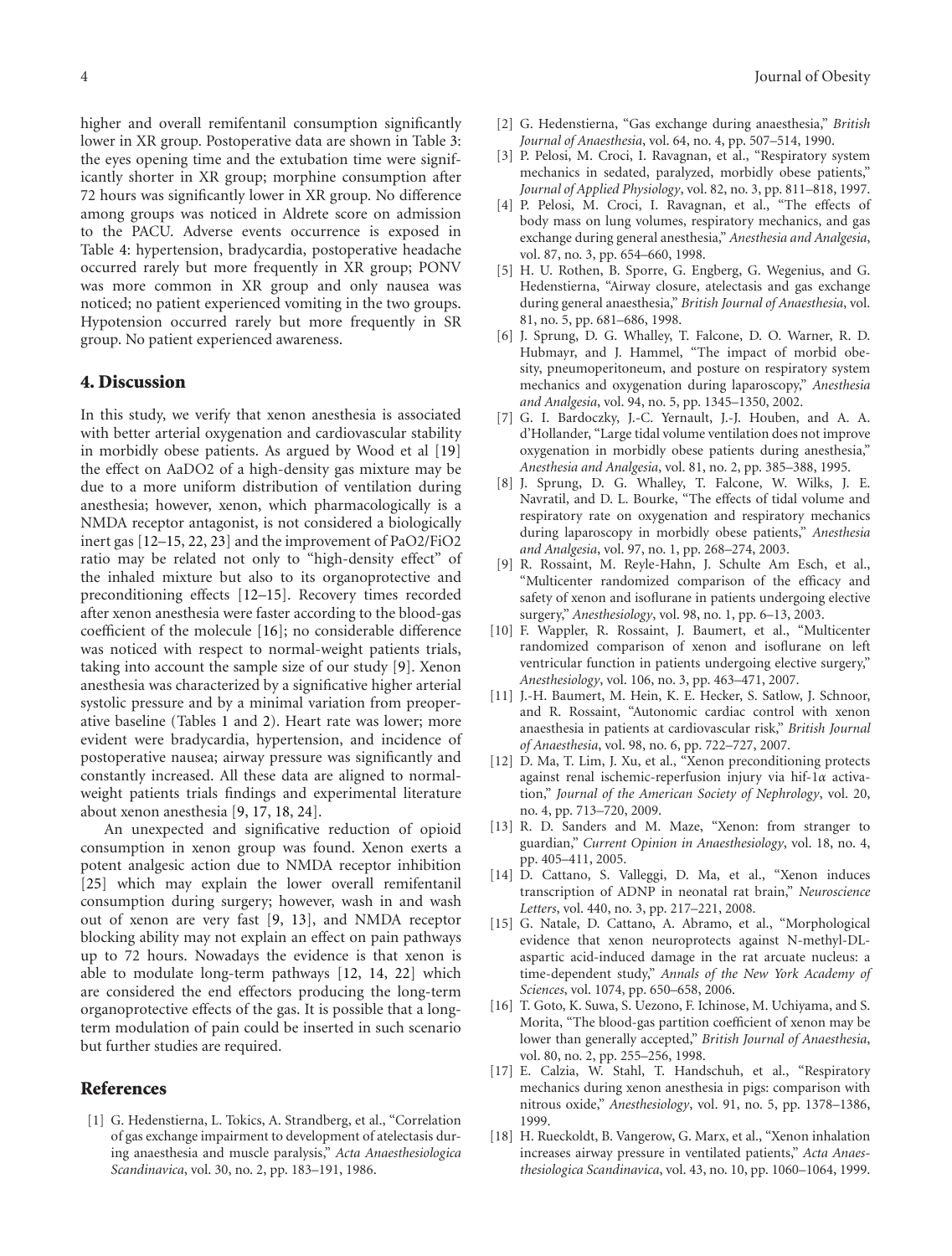higher and overall remifentanil consumption significantly lower in XR group. Postoperative data are shown in Table 3: the eyes opening time and the extubation time were significantly shorter in XR group; morphine consumption after 72 hours was significantly lower in XR group. No difference among groups was noticed in Aldrete score on admission to the PACU. Adverse events occurrence is exposed in Table 4: hypertension, bradycardia, postoperative headache occurred rarely but more frequently in XR group; PONV was more common in XR group and only nausea was noticed; no patient experienced vomiting in the two groups. Hypotension occurred rarely but more frequently in SR group. No patient experienced awareness.

## 4. Discussion

In this study, we verify that xenon anesthesia is associated with better arterial oxygenation and cardiovascular stability in morbidly obese patients. As argued by Wood et al [19] the effect on AaDO2 of a high-density gas mixture may be due to a more uniform distribution of ventilation during anesthesia; however, xenon, which pharmacologically is a NMDA receptor antagonist, is not considered a biologically inert gas [12–15, 22, 23] and the improvement of PaO2/FiO2 ratio may be related not only to "high-density effect" of the inhaled mixture but also to its organoprotective and preconditioning effects [12–15]. Recovery times recorded after xenon anesthesia were faster according to the blood-gas coefficient of the molecule [16]; no considerable difference was noticed with respect to normal-weight patients trials, taking into account the sample size of our study [9]. Xenon anesthesia was characterized by a significative higher arterial systolic pressure and by a minimal variation from preoperative baseline (Tables 1 and 2). Heart rate was lower; more evident were bradycardia, hypertension, and incidence of postoperative nausea; airway pressure was significantly and constantly increased. All these data are aligned to normal-weight patients trials findings and experimental literature about xenon anesthesia [9, 17, 18, 24].

An unexpected and significative reduction of opioid consumption in xenon group was found. Xenon exerts a potent analgesic action due to NMDA receptor inhibition [25] which may explain the lower overall remifentanil consumption during surgery; however, wash in and wash out of xenon are very fast [9, 13], and NMDA receptor blocking ability may not explain an effect on pain pathways up to 72 hours. Nowadays the evidence is that xenon is able to modulate long-term pathways [12, 14, 22] which are considered the end effectors producing the long-term organoprotective effects of the gas. It is possible that a long-term modulation of pain could be inserted in such scenario but further studies are required.

## References

[1] G. Hedenstierna, L. Tokics, A. Strandberg, et al., "Correlation of gas exchange impairment to development of atelectasis during anaesthesia and muscle paralysis," *Acta Anaesthesiologica Scandinavica*, vol. 30, no. 2, pp. 183–191, 1986.

[2] G. Hedenstierna, "Gas exchange during anaesthesia," *British Journal of Anaesthesia*, vol. 64, no. 4, pp. 507–514, 1990.

[3] P. Pelosi, M. Croci, I. Ravagnan, et al., "Respiratory system mechanics in sedated, paralyzed, morbidly obese patients," *Journal of Applied Physiology*, vol. 82, no. 3, pp. 811–818, 1997.

[4] P. Pelosi, M. Croci, I. Ravagnan, et al., "The effects of body mass on lung volumes, respiratory mechanics, and gas exchange during general anesthesia," *Anesthesia and Analgesia*, vol. 87, no. 3, pp. 654–660, 1998.

[5] H. U. Rothen, B. Sporre, G. Engberg, G. Wegenius, and G. Hedenstierna, "Airway closure, atelectasis and gas exchange during general anaesthesia," *British Journal of Anaesthesia*, vol. 81, no. 5, pp. 681–686, 1998.

[6] J. Sprung, D. G. Whalley, T. Falcone, D. O. Warner, R. D. Hubmayr, and J. Hammel, "The impact of morbid obesity, pneumoperitoneum, and posture on respiratory system mechanics and oxygenation during laparoscopy," *Anesthesia and Analgesia*, vol. 94, no. 5, pp. 1345–1350, 2002.

[7] G. I. Bardoczky, J.-C. Yernault, J.-J. Houben, and A. A. d'Hollander, "Large tidal volume ventilation does not improve oxygenation in morbidly obese patients during anesthesia," *Anesthesia and Analgesia*, vol. 81, no. 2, pp. 385–388, 1995.

[8] J. Sprung, D. G. Whalley, T. Falcone, W. Wilks, J. E. Navratil, and D. L. Bourke, "The effects of tidal volume and respiratory rate on oxygenation and respiratory mechanics during laparoscopy in morbidly obese patients," *Anesthesia and Analgesia*, vol. 97, no. 1, pp. 268–274, 2003.

[9] R. Rossaint, M. Reyle-Hahn, J. Schulte Am Esch, et al., "Multicenter randomized comparison of the efficacy and safety of xenon and isoflurane in patients undergoing elective surgery," *Anesthesiology*, vol. 98, no. 1, pp. 6–13, 2003.

[10] F. Wappler, R. Rossaint, J. Baumert, et al., "Multicenter randomized comparison of xenon and isoflurane on left ventricular function in patients undergoing elective surgery," *Anesthesiology*, vol. 106, no. 3, pp. 463–471, 2007.

[11] J.-H. Baumert, M. Hein, K. E. Hecker, S. Satlow, J. Schnoor, and R. Rossaint, "Autonomic cardiac control with xenon anaesthesia in patients at cardiovascular risk," *British Journal of Anaesthesia*, vol. 98, no. 6, pp. 722–727, 2007.

[12] D. Ma, T. Lim, J. Xu, et al., "Xenon preconditioning protects against renal ischemic-reperfusion injury via hif-1$\alpha$ activation," *Journal of the American Society of Nephrology*, vol. 20, no. 4, pp. 713–720, 2009.

[13] R. D. Sanders and M. Maze, "Xenon: from stranger to guardian," *Current Opinion in Anaesthesiology*, vol. 18, no. 4, pp. 405–411, 2005.

[14] D. Cattano, S. Valleggi, D. Ma, et al., "Xenon induces transcription of ADNP in neonatal rat brain," *Neuroscience Letters*, vol. 440, no. 3, pp. 217–221, 2008.

[15] G. Natale, D. Cattano, A. Abramo, et al., "Morphological evidence that xenon neuroprotects against N-methyl-DL-aspartic acid-induced damage in the rat arcuate nucleus: a time-dependent study," *Annals of the New York Academy of Sciences*, vol. 1074, pp. 650–658, 2006.

[16] T. Goto, K. Suwa, S. Uezono, F. Ichinose, M. Uchiyama, and S. Morita, "The blood-gas partition coefficient of xenon may be lower than generally accepted," *British Journal of Anaesthesia*, vol. 80, no. 2, pp. 255–256, 1998.

[17] E. Calzia, W. Stahl, T. Handschuh, et al., "Respiratory mechanics during xenon anesthesia in pigs: comparison with nitrous oxide," *Anesthesiology*, vol. 91, no. 5, pp. 1378–1386, 1999.

[18] H. Rueckoldt, B. Vangerow, G. Marx, et al., "Xenon inhalation increases airway pressure in ventilated patients," *Acta Anaesthesiologica Scandinavica*, vol. 43, no. 10, pp. 1060–1064, 1999.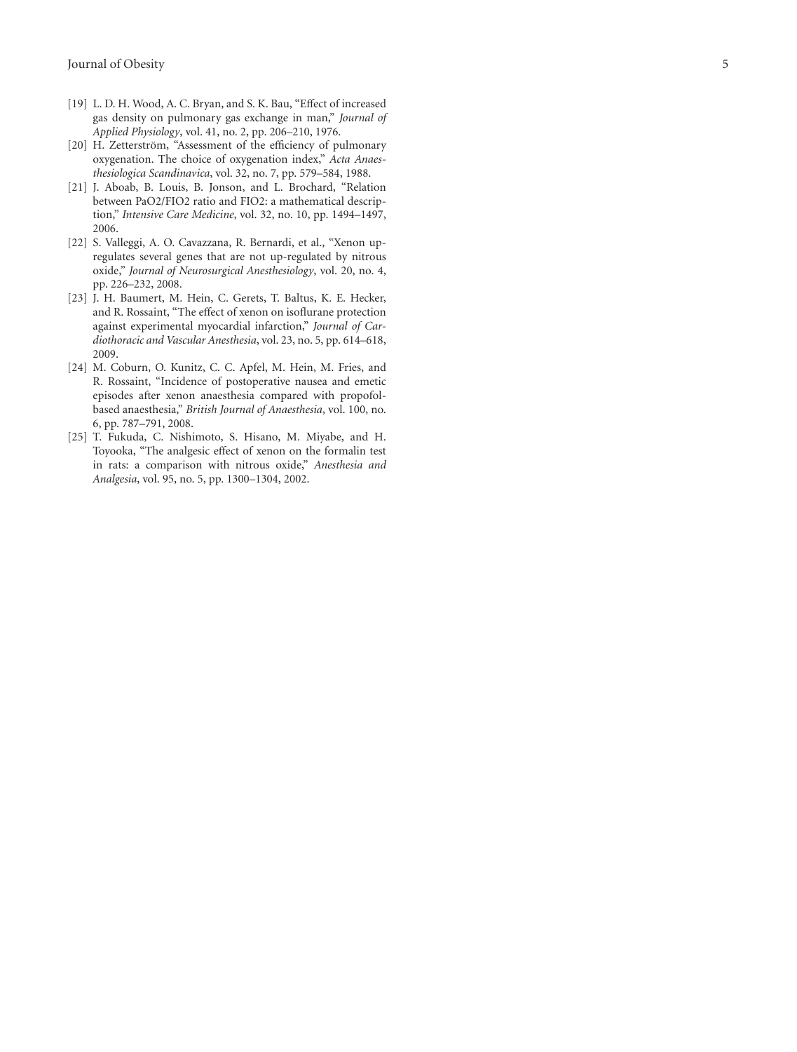[19] L. D. H. Wood, A. C. Bryan, and S. K. Bau, "Effect of increased gas density on pulmonary gas exchange in man," *Journal of Applied Physiology*, vol. 41, no. 2, pp. 206–210, 1976.

[20] H. Zetterström, "Assessment of the efficiency of pulmonary oxygenation. The choice of oxygenation index," *Acta Anaesthesiologica Scandinavica*, vol. 32, no. 7, pp. 579–584, 1988.

[21] J. Aboab, B. Louis, B. Jonson, and L. Brochard, "Relation between PaO2/FIO2 ratio and FIO2: a mathematical description," *Intensive Care Medicine*, vol. 32, no. 10, pp. 1494–1497, 2006.

[22] S. Valleggi, A. O. Cavazzana, R. Bernardi, et al., "Xenon up-regulates several genes that are not up-regulated by nitrous oxide," *Journal of Neurosurgical Anesthesiology*, vol. 20, no. 4, pp. 226–232, 2008.

[23] J. H. Baumert, M. Hein, C. Gerets, T. Baltus, K. E. Hecker, and R. Rossaint, "The effect of xenon on isoflurane protection against experimental myocardial infarction," *Journal of Cardiothoracic and Vascular Anesthesia*, vol. 23, no. 5, pp. 614–618, 2009.

[24] M. Coburn, O. Kunitz, C. C. Apfel, M. Hein, M. Fries, and R. Rossaint, "Incidence of postoperative nausea and emetic episodes after xenon anaesthesia compared with propofol-based anaesthesia," *British Journal of Anaesthesia*, vol. 100, no. 6, pp. 787–791, 2008.

[25] T. Fukuda, C. Nishimoto, S. Hisano, M. Miyabe, and H. Toyooka, "The analgesic effect of xenon on the formalin test in rats: a comparison with nitrous oxide," *Anesthesia and Analgesia*, vol. 95, no. 5, pp. 1300–1304, 2002.